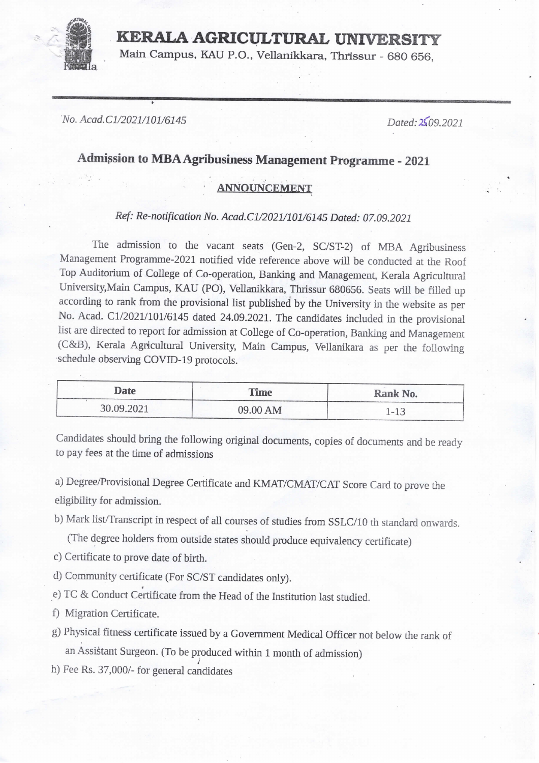# KERALA AGRICULTURAL UNIVERSITY

Main Campus, KAU P.O., Vellanikkara, Thrissur - 680 656,

*No. Acad.C1/2021/101/6145* *Dated: 25.09.2021*

## Admission to MBA Agribusiness Management Programme - 2021

### ANNOUNCEMENT

*Ref: Re-notification No. Acad.C1/2021/101/6145 Dated: 07.09.2021*

The admission to the vacant seats (Gen-2, SC/ST-2) of MBA Agribusiness Management Programme-2021 notified vide reference above will be conducted at the Roof Top Auditorium of College of Co-operation, Banking and Management, Kerala Agricultural University,Main Campus, KAU (PO), Vellanikkara, Thrissur 680656. Seats will be filled up according to rank from the provisional list published by the University in the website as per No. Acad. C1/2021/101/6145 dated 24.09.2021. The candidates included in the provisional list are directed to report for admission at College of Co-operation, Banking and Management (C&B), Kerala Agricultural University, Main Campus, Vellanikara as per the following schedule observing COVID-19 protocols.

| Date | Time | Rank No. |
|---|---|---|
| 30.09.2021 | 09.00 AM | 1-13 |

Candidates should bring the following original documents, copies of documents and be ready to pay fees at the time of admissions

a) Degree/Provisional Degree Certificate and KMAT/CMAT/CAT Score Card to prove the eligibility for admission.

b) Mark list/Transcript in respect of all courses of studies from SSLC/10 th standard onwards. (The degree holders from outside states should produce equivalency certificate)

c) Certificate to prove date of birth.

d) Community certificate (For SC/ST candidates only).

e) TC & Conduct Certificate from the Head of the Institution last studied.

f) Migration Certificate.

g) Physical fitness certificate issued by a Government Medical Officer not below the rank of an Assistant Surgeon. (To be produced within 1 month of admission)

h) Fee Rs. 37,000/- for general candidates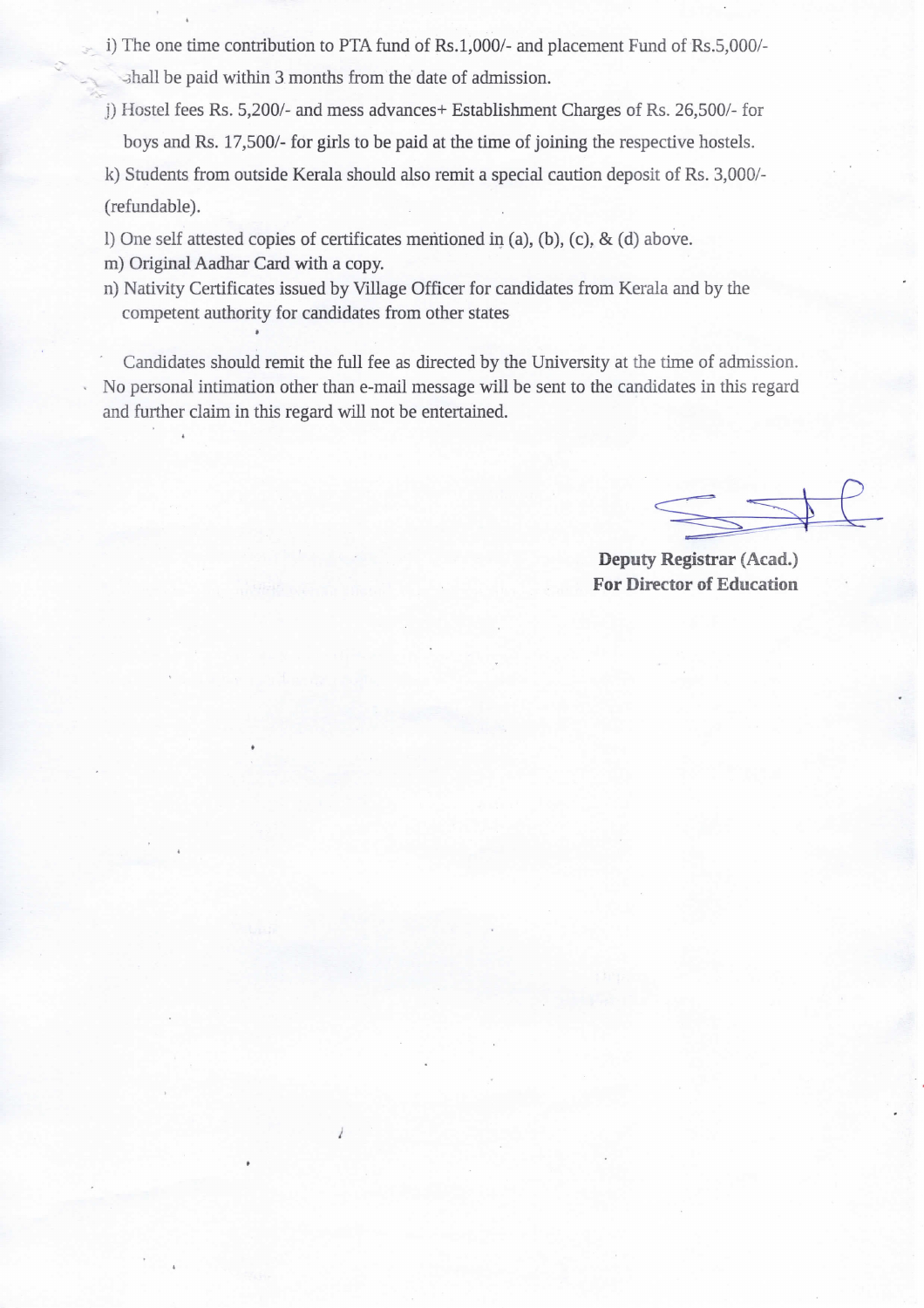i) The one time contribution to PTA fund of Rs.1,000/- and placement Fund of Rs.5,000/- shall be paid within 3 months from the date of admission.

j) Hostel fees Rs. 5,200/- and mess advances+ Establishment Charges of Rs. 26,500/- for boys and Rs. 17,500/- for girls to be paid at the time of joining the respective hostels.

k) Students from outside Kerala should also remit a special caution deposit of Rs. 3,000/- (refundable).

l) One self attested copies of certificates mentioned in (a), (b), (c), & (d) above.

m) Original Aadhar Card with a copy.

n) Nativity Certificates issued by Village Officer for candidates from Kerala and by the competent authority for candidates from other states

Candidates should remit the full fee as directed by the University at the time of admission. No personal intimation other than e-mail message will be sent to the candidates in this regard and further claim in this regard will not be entertained.

**Deputy Registrar (Acad.)**
**For Director of Education**